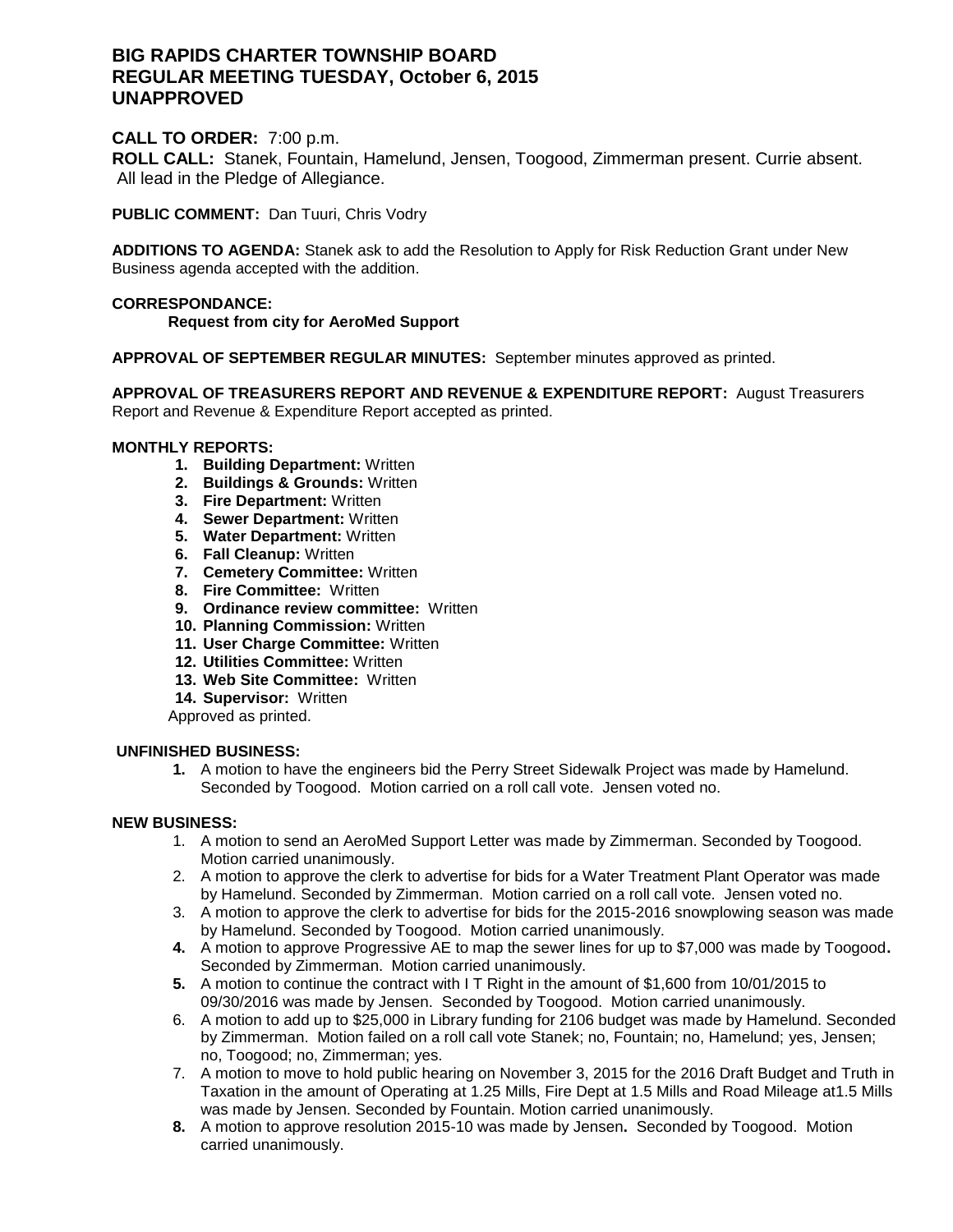# BIG RAPIDS CHARTER TOWNSHIP BOARD
# REGULAR MEETING TUESDAY, October 6, 2015
# UNAPPROVED

**CALL TO ORDER:** 7:00 p.m.

**ROLL CALL:** Stanek, Fountain, Hamelund, Jensen, Toogood, Zimmerman present. Currie absent.
All lead in the Pledge of Allegiance.

**PUBLIC COMMENT:** Dan Tuuri, Chris Vodry

**ADDITIONS TO AGENDA:** Stanek ask to add the Resolution to Apply for Risk Reduction Grant under New Business agenda accepted with the addition.

**CORRESPONDANCE:**

**Request from city for AeroMed Support**

**APPROVAL OF SEPTEMBER REGULAR MINUTES:** September minutes approved as printed.

**APPROVAL OF TREASURERS REPORT AND REVENUE & EXPENDITURE REPORT:** August Treasurers Report and Revenue & Expenditure Report accepted as printed.

**MONTHLY REPORTS:**

1. **Building Department:** Written
2. **Buildings & Grounds:** Written
3. **Fire Department:** Written
4. **Sewer Department:** Written
5. **Water Department:** Written
6. **Fall Cleanup:** Written
7. **Cemetery Committee:** Written
8. **Fire Committee:** Written
9. **Ordinance review committee:** Written
10. **Planning Commission:** Written
11. **User Charge Committee:** Written
12. **Utilities Committee:** Written
13. **Web Site Committee:** Written
14. **Supervisor:** Written

Approved as printed.

**UNFINISHED BUSINESS:**

1. A motion to have the engineers bid the Perry Street Sidewalk Project was made by Hamelund. Seconded by Toogood. Motion carried on a roll call vote. Jensen voted no.

**NEW BUSINESS:**

1. A motion to send an AeroMed Support Letter was made by Zimmerman. Seconded by Toogood. Motion carried unanimously.
2. A motion to approve the clerk to advertise for bids for a Water Treatment Plant Operator was made by Hamelund. Seconded by Zimmerman. Motion carried on a roll call vote. Jensen voted no.
3. A motion to approve the clerk to advertise for bids for the 2015-2016 snowplowing season was made by Hamelund. Seconded by Toogood. Motion carried unanimously.
4. A motion to approve Progressive AE to map the sewer lines for up to $7,000 was made by Toogood**.** Seconded by Zimmerman. Motion carried unanimously.
5. A motion to continue the contract with I T Right in the amount of $1,600 from 10/01/2015 to 09/30/2016 was made by Jensen. Seconded by Toogood. Motion carried unanimously.
6. A motion to add up to $25,000 in Library funding for 2106 budget was made by Hamelund. Seconded by Zimmerman. Motion failed on a roll call vote Stanek; no, Fountain; no, Hamelund; yes, Jensen; no, Toogood; no, Zimmerman; yes.
7. A motion to move to hold public hearing on November 3, 2015 for the 2016 Draft Budget and Truth in Taxation in the amount of Operating at 1.25 Mills, Fire Dept at 1.5 Mills and Road Mileage at1.5 Mills was made by Jensen. Seconded by Fountain. Motion carried unanimously.
8. A motion to approve resolution 2015-10 was made by Jensen**.** Seconded by Toogood. Motion carried unanimously.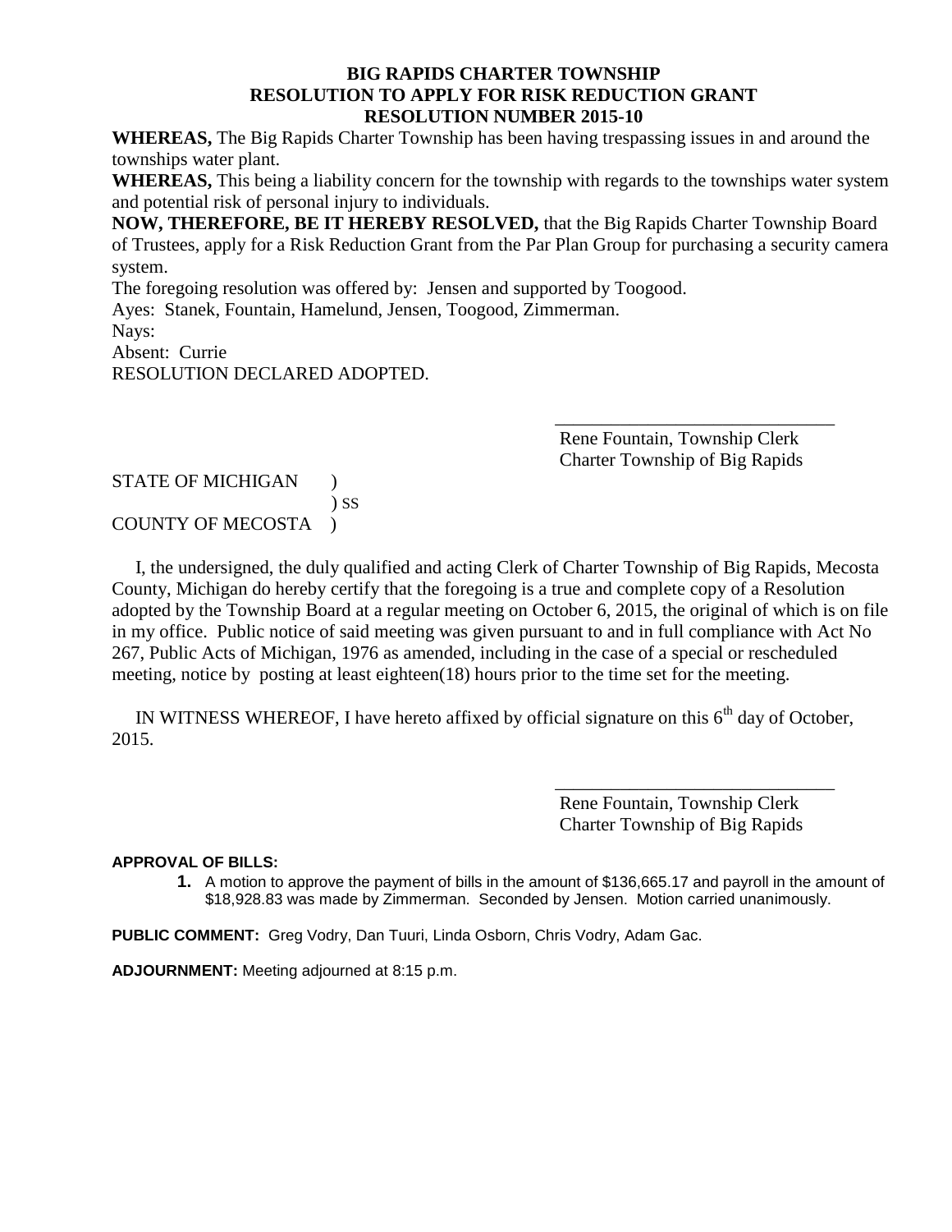**BIG RAPIDS CHARTER TOWNSHIP**
**RESOLUTION TO APPLY FOR RISK REDUCTION GRANT**
**RESOLUTION NUMBER 2015-10**

**WHEREAS,** The Big Rapids Charter Township has been having trespassing issues in and around the townships water plant.

**WHEREAS,** This being a liability concern for the township with regards to the townships water system and potential risk of personal injury to individuals.

**NOW, THEREFORE, BE IT HEREBY RESOLVED,** that the Big Rapids Charter Township Board of Trustees, apply for a Risk Reduction Grant from the Par Plan Group for purchasing a security camera system.

The foregoing resolution was offered by: Jensen and supported by Toogood.

Ayes: Stanek, Fountain, Hamelund, Jensen, Toogood, Zimmerman.

Nays:

Absent: Currie

RESOLUTION DECLARED ADOPTED.

\_\_\_\_\_\_\_\_\_\_\_\_\_\_\_\_\_\_\_\_\_\_\_\_\_\_\_\_\_\_
Rene Fountain, Township Clerk
Charter Township of Big Rapids

STATE OF MICHIGAN )
) SS
COUNTY OF MECOSTA )

I, the undersigned, the duly qualified and acting Clerk of Charter Township of Big Rapids, Mecosta County, Michigan do hereby certify that the foregoing is a true and complete copy of a Resolution adopted by the Township Board at a regular meeting on October 6, 2015, the original of which is on file in my office. Public notice of said meeting was given pursuant to and in full compliance with Act No 267, Public Acts of Michigan, 1976 as amended, including in the case of a special or rescheduled meeting, notice by posting at least eighteen(18) hours prior to the time set for the meeting.

IN WITNESS WHEREOF, I have hereto affixed by official signature on this 6th day of October, 2015.

\_\_\_\_\_\_\_\_\_\_\_\_\_\_\_\_\_\_\_\_\_\_\_\_\_\_\_\_\_\_
Rene Fountain, Township Clerk
Charter Township of Big Rapids

**APPROVAL OF BILLS:**

1. A motion to approve the payment of bills in the amount of \$136,665.17 and payroll in the amount of \$18,928.83 was made by Zimmerman. Seconded by Jensen. Motion carried unanimously.

**PUBLIC COMMENT:** Greg Vodry, Dan Tuuri, Linda Osborn, Chris Vodry, Adam Gac.

**ADJOURNMENT:** Meeting adjourned at 8:15 p.m.